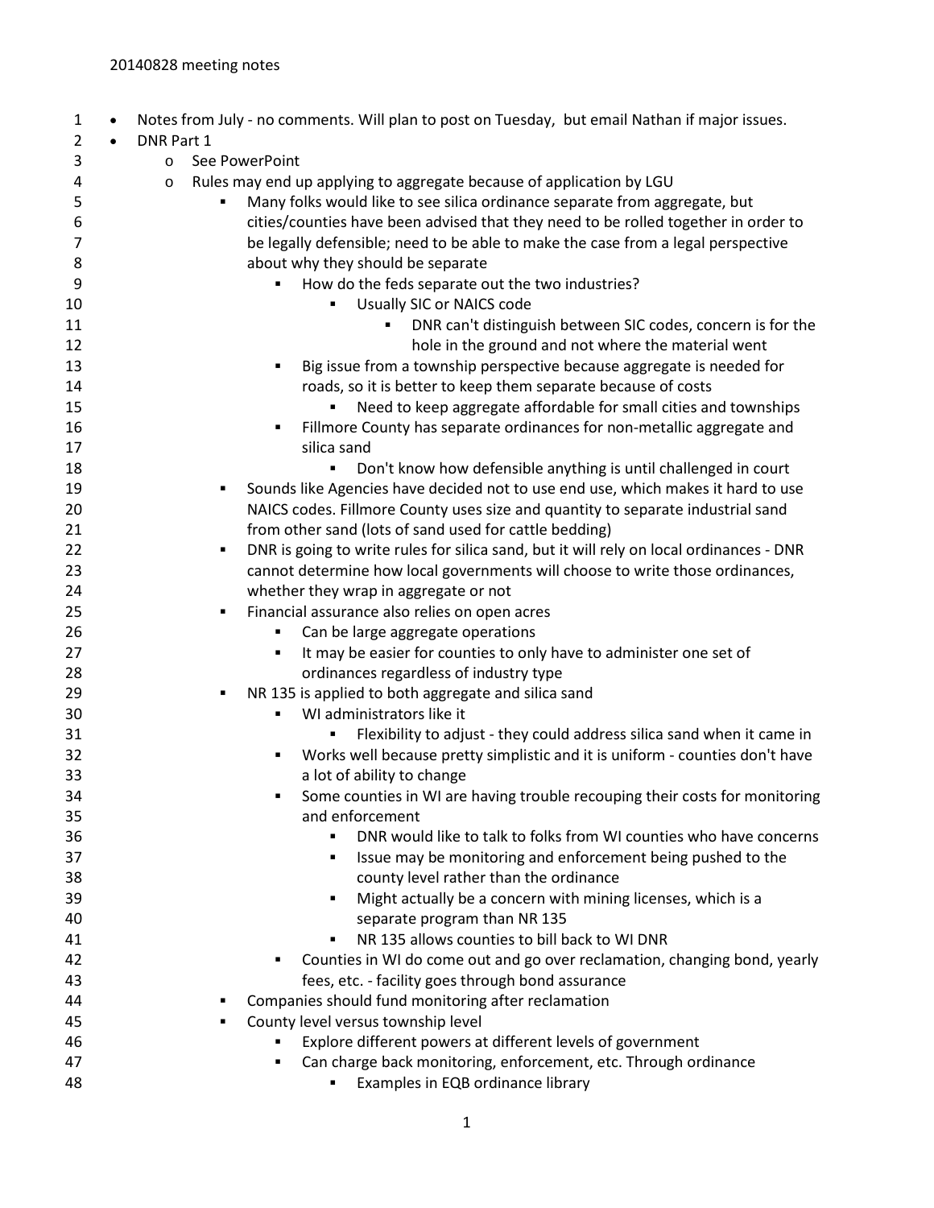20140828 meeting notes

- Notes from July - no comments. Will plan to post on Tuesday, but email Nathan if major issues.
- DNR Part 1
  - See PowerPoint
  - Rules may end up applying to aggregate because of application by LGU
    - Many folks would like to see silica ordinance separate from aggregate, but cities/counties have been advised that they need to be rolled together in order to be legally defensible; need to be able to make the case from a legal perspective about why they should be separate
      - How do the feds separate out the two industries?
        - Usually SIC or NAICS code
          - DNR can't distinguish between SIC codes, concern is for the hole in the ground and not where the material went
      - Big issue from a township perspective because aggregate is needed for roads, so it is better to keep them separate because of costs
        - Need to keep aggregate affordable for small cities and townships
      - Fillmore County has separate ordinances for non-metallic aggregate and silica sand
        - Don't know how defensible anything is until challenged in court
    - Sounds like Agencies have decided not to use end use, which makes it hard to use NAICS codes. Fillmore County uses size and quantity to separate industrial sand from other sand (lots of sand used for cattle bedding)
    - DNR is going to write rules for silica sand, but it will rely on local ordinances - DNR cannot determine how local governments will choose to write those ordinances, whether they wrap in aggregate or not
    - Financial assurance also relies on open acres
      - Can be large aggregate operations
      - It may be easier for counties to only have to administer one set of ordinances regardless of industry type
    - NR 135 is applied to both aggregate and silica sand
      - WI administrators like it
        - Flexibility to adjust - they could address silica sand when it came in
      - Works well because pretty simplistic and it is uniform - counties don't have a lot of ability to change
      - Some counties in WI are having trouble recouping their costs for monitoring and enforcement
        - DNR would like to talk to folks from WI counties who have concerns
        - Issue may be monitoring and enforcement being pushed to the county level rather than the ordinance
        - Might actually be a concern with mining licenses, which is a separate program than NR 135
        - NR 135 allows counties to bill back to WI DNR
      - Counties in WI do come out and go over reclamation, changing bond, yearly fees, etc. - facility goes through bond assurance
    - Companies should fund monitoring after reclamation
    - County level versus township level
      - Explore different powers at different levels of government
      - Can charge back monitoring, enforcement, etc. Through ordinance
        - Examples in EQB ordinance library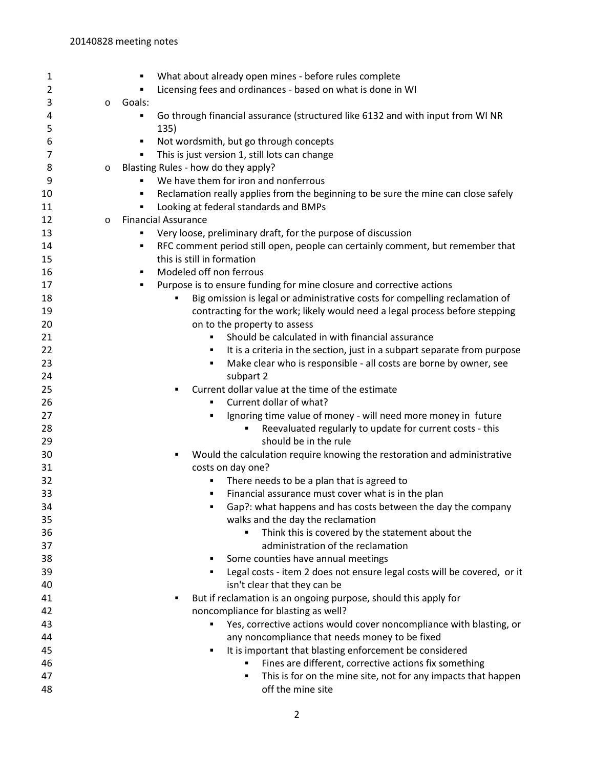- What about already open mines - before rules complete
- Licensing fees and ordinances - based on what is done in WI

- Goals:
  - Go through financial assurance (structured like 6132 and with input from WI NR 135)
  - Not wordsmith, but go through concepts
  - This is just version 1, still lots can change
- Blasting Rules - how do they apply?
  - We have them for iron and nonferrous
  - Reclamation really applies from the beginning to be sure the mine can close safely
  - Looking at federal standards and BMPs
- Financial Assurance
  - Very loose, preliminary draft, for the purpose of discussion
  - RFC comment period still open, people can certainly comment, but remember that this is still in formation
  - Modeled off non ferrous
  - Purpose is to ensure funding for mine closure and corrective actions
    - Big omission is legal or administrative costs for compelling reclamation of contracting for the work; likely would need a legal process before stepping on to the property to assess
      - Should be calculated in with financial assurance
      - It is a criteria in the section, just in a subpart separate from purpose
      - Make clear who is responsible - all costs are borne by owner, see subpart 2
    - Current dollar value at the time of the estimate
      - Current dollar of what?
      - Ignoring time value of money - will need more money in future
        - Reevaluated regularly to update for current costs - this should be in the rule
    - Would the calculation require knowing the restoration and administrative costs on day one?
      - There needs to be a plan that is agreed to
      - Financial assurance must cover what is in the plan
      - Gap?: what happens and has costs between the day the company walks and the day the reclamation
        - Think this is covered by the statement about the administration of the reclamation
      - Some counties have annual meetings
      - Legal costs - item 2 does not ensure legal costs will be covered, or it isn't clear that they can be
    - But if reclamation is an ongoing purpose, should this apply for noncompliance for blasting as well?
      - Yes, corrective actions would cover noncompliance with blasting, or any noncompliance that needs money to be fixed
      - It is important that blasting enforcement be considered
        - Fines are different, corrective actions fix something
        - This is for on the mine site, not for any impacts that happen off the mine site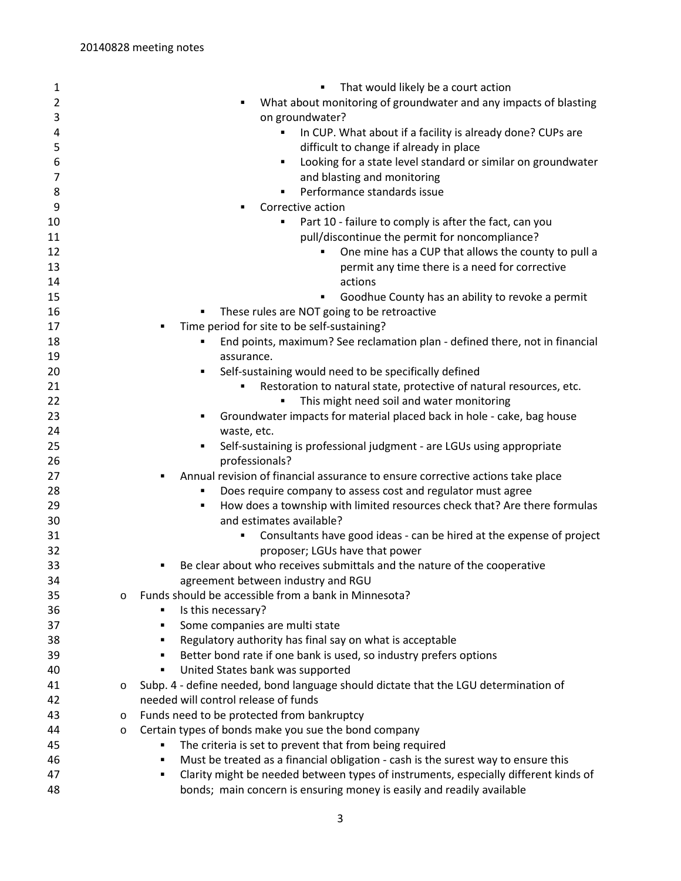- That would likely be a court action
- What about monitoring of groundwater and any impacts of blasting on groundwater?
  - In CUP. What about if a facility is already done? CUPs are difficult to change if already in place
  - Looking for a state level standard or similar on groundwater and blasting and monitoring
  - Performance standards issue
- Corrective action
  - Part 10 - failure to comply is after the fact, can you pull/discontinue the permit for noncompliance?
    - One mine has a CUP that allows the county to pull a permit any time there is a need for corrective actions
    - Goodhue County has an ability to revoke a permit
- These rules are NOT going to be retroactive
- Time period for site to be self-sustaining?
  - End points, maximum? See reclamation plan - defined there, not in financial assurance.
  - Self-sustaining would need to be specifically defined
    - Restoration to natural state, protective of natural resources, etc.
      - This might need soil and water monitoring
  - Groundwater impacts for material placed back in hole - cake, bag house waste, etc.
  - Self-sustaining is professional judgment - are LGUs using appropriate professionals?
- Annual revision of financial assurance to ensure corrective actions take place
  - Does require company to assess cost and regulator must agree
  - How does a township with limited resources check that? Are there formulas and estimates available?
    - Consultants have good ideas - can be hired at the expense of project proposer; LGUs have that power
- Be clear about who receives submittals and the nature of the cooperative agreement between industry and RGU

- Funds should be accessible from a bank in Minnesota?
  - Is this necessary?
  - Some companies are multi state
  - Regulatory authority has final say on what is acceptable
  - Better bond rate if one bank is used, so industry prefers options
  - United States bank was supported
- Subp. 4 - define needed, bond language should dictate that the LGU determination of needed will control release of funds
- Funds need to be protected from bankruptcy
- Certain types of bonds make you sue the bond company
  - The criteria is set to prevent that from being required
  - Must be treated as a financial obligation - cash is the surest way to ensure this
  - Clarity might be needed between types of instruments, especially different kinds of bonds; main concern is ensuring money is easily and readily available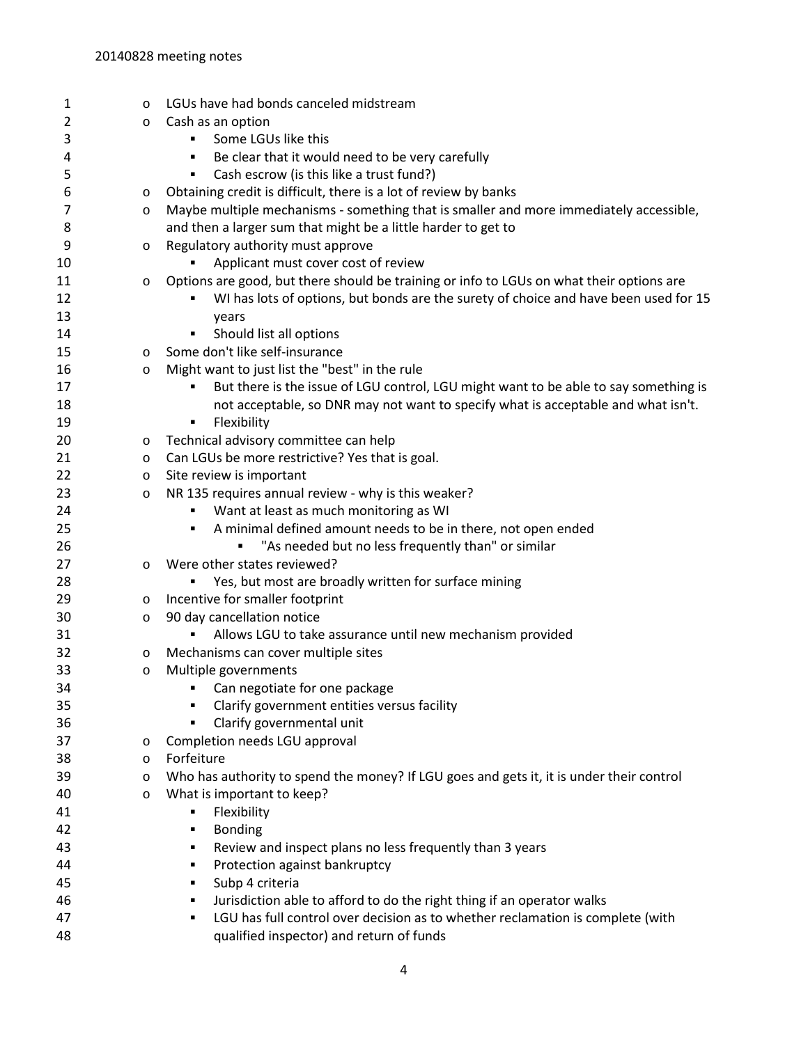- LGUs have had bonds canceled midstream
- Cash as an option
  - Some LGUs like this
  - Be clear that it would need to be very carefully
  - Cash escrow (is this like a trust fund?)
- Obtaining credit is difficult, there is a lot of review by banks
- Maybe multiple mechanisms - something that is smaller and more immediately accessible, and then a larger sum that might be a little harder to get to
- Regulatory authority must approve
  - Applicant must cover cost of review
- Options are good, but there should be training or info to LGUs on what their options are
  - WI has lots of options, but bonds are the surety of choice and have been used for 15 years
  - Should list all options
- Some don't like self-insurance
- Might want to just list the "best" in the rule
  - But there is the issue of LGU control, LGU might want to be able to say something is not acceptable, so DNR may not want to specify what is acceptable and what isn't.
  - Flexibility
- Technical advisory committee can help
- Can LGUs be more restrictive? Yes that is goal.
- Site review is important
- NR 135 requires annual review - why is this weaker?
  - Want at least as much monitoring as WI
  - A minimal defined amount needs to be in there, not open ended
    - "As needed but no less frequently than" or similar
- Were other states reviewed?
  - Yes, but most are broadly written for surface mining
- Incentive for smaller footprint
- 90 day cancellation notice
  - Allows LGU to take assurance until new mechanism provided
- Mechanisms can cover multiple sites
- Multiple governments
  - Can negotiate for one package
  - Clarify government entities versus facility
  - Clarify governmental unit
- Completion needs LGU approval
- Forfeiture
- Who has authority to spend the money? If LGU goes and gets it, it is under their control
- What is important to keep?
  - Flexibility
  - Bonding
  - Review and inspect plans no less frequently than 3 years
  - Protection against bankruptcy
  - Subp 4 criteria
  - Jurisdiction able to afford to do the right thing if an operator walks
  - LGU has full control over decision as to whether reclamation is complete (with qualified inspector) and return of funds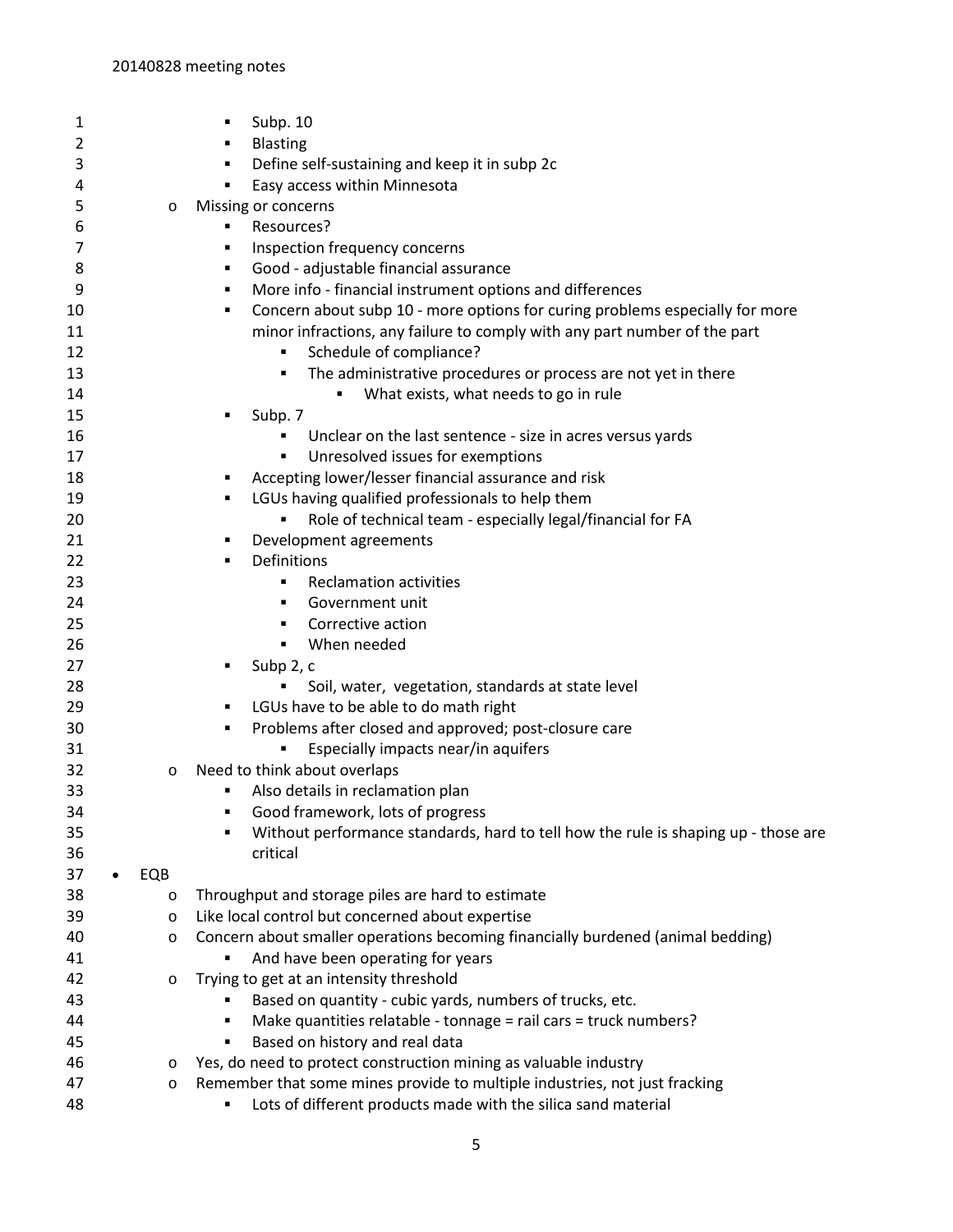- Subp. 10
            - Blasting
            - Define self-sustaining and keep it in subp 2c
            - Easy access within Minnesota
    - Missing or concerns
        - Resources?
        - Inspection frequency concerns
        - Good - adjustable financial assurance
        - More info - financial instrument options and differences
        - Concern about subp 10 - more options for curing problems especially for more minor infractions, any failure to comply with any part number of the part
            - Schedule of compliance?
            - The administrative procedures or process are not yet in there
                - What exists, what needs to go in rule
        - Subp. 7
            - Unclear on the last sentence - size in acres versus yards
            - Unresolved issues for exemptions
        - Accepting lower/lesser financial assurance and risk
        - LGUs having qualified professionals to help them
            - Role of technical team - especially legal/financial for FA
        - Development agreements
        - Definitions
            - Reclamation activities
            - Government unit
            - Corrective action
            - When needed
        - Subp 2, c
            - Soil, water, vegetation, standards at state level
        - LGUs have to be able to do math right
        - Problems after closed and approved; post-closure care
            - Especially impacts near/in aquifers
    - Need to think about overlaps
        - Also details in reclamation plan
        - Good framework, lots of progress
        - Without performance standards, hard to tell how the rule is shaping up - those are critical
- EQB
    - Throughput and storage piles are hard to estimate
    - Like local control but concerned about expertise
    - Concern about smaller operations becoming financially burdened (animal bedding)
        - And have been operating for years
    - Trying to get at an intensity threshold
        - Based on quantity - cubic yards, numbers of trucks, etc.
        - Make quantities relatable - tonnage = rail cars = truck numbers?
        - Based on history and real data
    - Yes, do need to protect construction mining as valuable industry
    - Remember that some mines provide to multiple industries, not just fracking
        - Lots of different products made with the silica sand material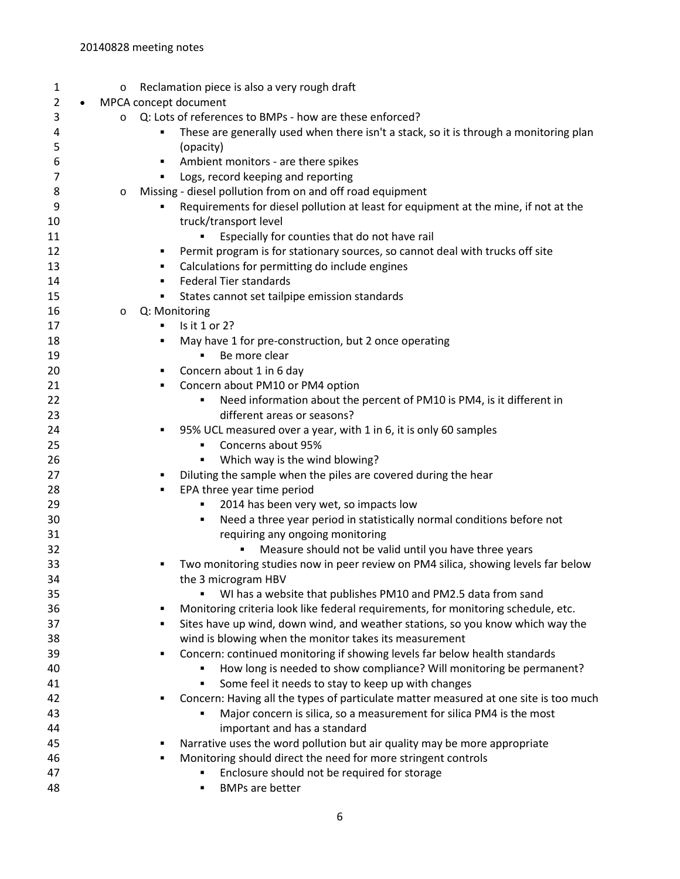- Reclamation piece is also a very rough draft
- MPCA concept document
  - Q: Lots of references to BMPs - how are these enforced?
    - These are generally used when there isn't a stack, so it is through a monitoring plan (opacity)
    - Ambient monitors - are there spikes
    - Logs, record keeping and reporting
  - Missing - diesel pollution from on and off road equipment
    - Requirements for diesel pollution at least for equipment at the mine, if not at the truck/transport level
      - Especially for counties that do not have rail
    - Permit program is for stationary sources, so cannot deal with trucks off site
    - Calculations for permitting do include engines
    - Federal Tier standards
    - States cannot set tailpipe emission standards
  - Q: Monitoring
    - Is it 1 or 2?
    - May have 1 for pre-construction, but 2 once operating
      - Be more clear
    - Concern about 1 in 6 day
    - Concern about PM10 or PM4 option
      - Need information about the percent of PM10 is PM4, is it different in different areas or seasons?
    - 95% UCL measured over a year, with 1 in 6, it is only 60 samples
      - Concerns about 95%
      - Which way is the wind blowing?
    - Diluting the sample when the piles are covered during the hear
    - EPA three year time period
      - 2014 has been very wet, so impacts low
      - Need a three year period in statistically normal conditions before not requiring any ongoing monitoring
        - Measure should not be valid until you have three years
    - Two monitoring studies now in peer review on PM4 silica, showing levels far below the 3 microgram HBV
      - WI has a website that publishes PM10 and PM2.5 data from sand
    - Monitoring criteria look like federal requirements, for monitoring schedule, etc.
    - Sites have up wind, down wind, and weather stations, so you know which way the wind is blowing when the monitor takes its measurement
    - Concern: continued monitoring if showing levels far below health standards
      - How long is needed to show compliance? Will monitoring be permanent?
      - Some feel it needs to stay to keep up with changes
    - Concern: Having all the types of particulate matter measured at one site is too much
      - Major concern is silica, so a measurement for silica PM4 is the most important and has a standard
    - Narrative uses the word pollution but air quality may be more appropriate
    - Monitoring should direct the need for more stringent controls
      - Enclosure should not be required for storage
      - BMPs are better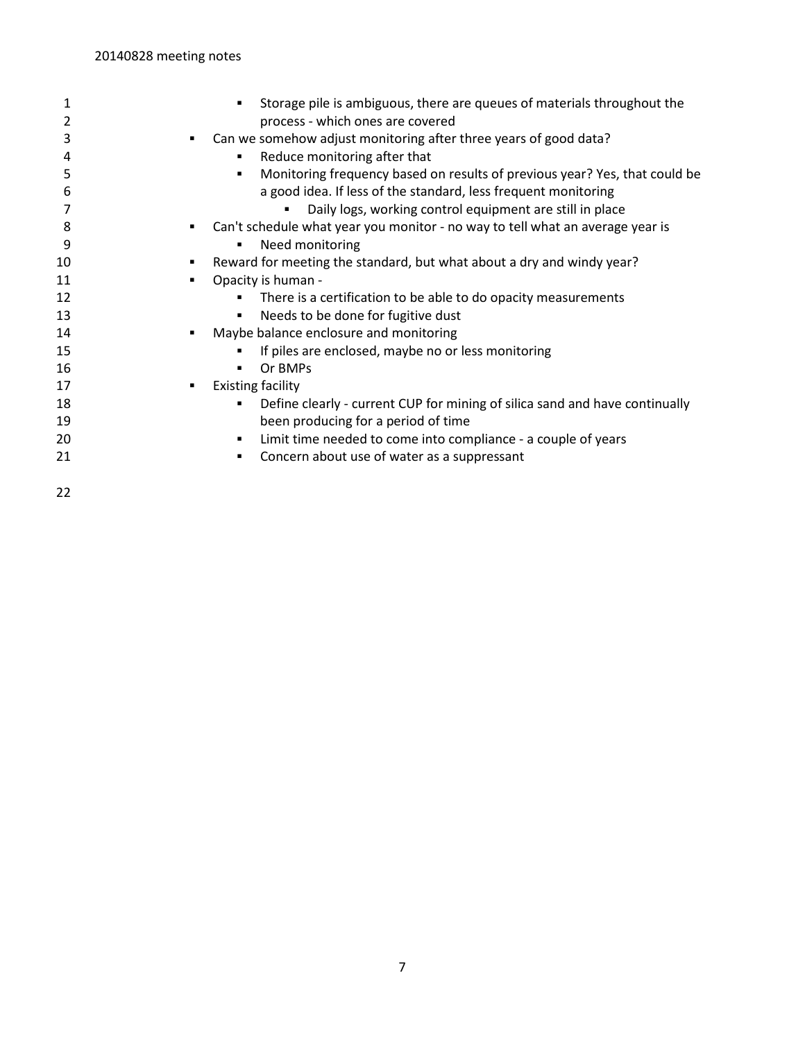- Storage pile is ambiguous, there are queues of materials throughout the process - which ones are covered
- Can we somehow adjust monitoring after three years of good data?
    - Reduce monitoring after that
    - Monitoring frequency based on results of previous year? Yes, that could be a good idea. If less of the standard, less frequent monitoring
        - Daily logs, working control equipment are still in place
- Can't schedule what year you monitor - no way to tell what an average year is
    - Need monitoring
- Reward for meeting the standard, but what about a dry and windy year?
- Opacity is human -
    - There is a certification to be able to do opacity measurements
    - Needs to be done for fugitive dust
- Maybe balance enclosure and monitoring
    - If piles are enclosed, maybe no or less monitoring
    - Or BMPs
- Existing facility
    - Define clearly - current CUP for mining of silica sand and have continually been producing for a period of time
    - Limit time needed to come into compliance - a couple of years
    - Concern about use of water as a suppressant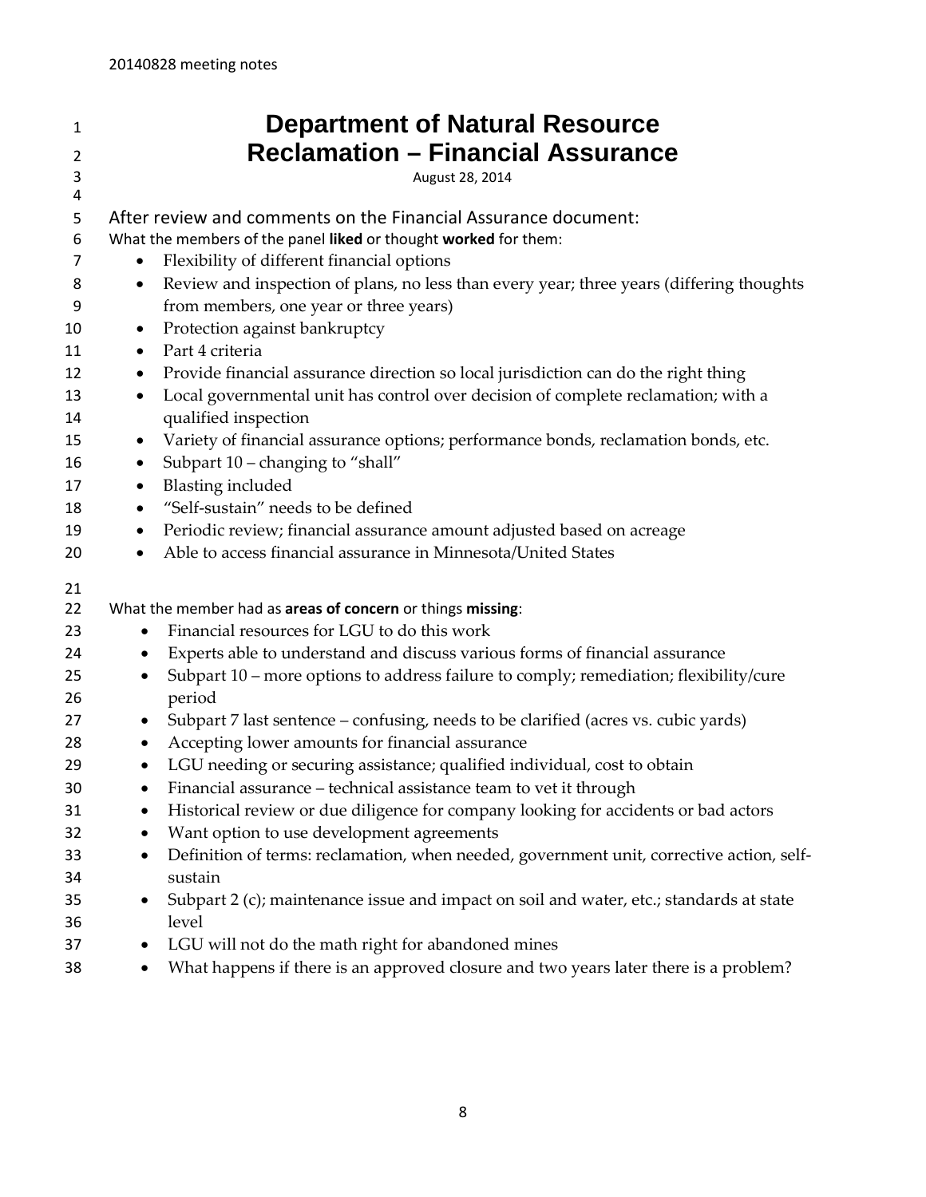# Department of Natural Resource Reclamation – Financial Assurance

August 28, 2014

## After review and comments on the Financial Assurance document:

What the members of the panel **liked** or thought **worked** for them:

- Flexibility of different financial options
- Review and inspection of plans, no less than every year; three years (differing thoughts from members, one year or three years)
- Protection against bankruptcy
- Part 4 criteria
- Provide financial assurance direction so local jurisdiction can do the right thing
- Local governmental unit has control over decision of complete reclamation; with a qualified inspection
- Variety of financial assurance options; performance bonds, reclamation bonds, etc.
- Subpart 10 – changing to "shall"
- Blasting included
- "Self-sustain" needs to be defined
- Periodic review; financial assurance amount adjusted based on acreage
- Able to access financial assurance in Minnesota/United States

What the member had as **areas of concern** or things **missing**:

- Financial resources for LGU to do this work
- Experts able to understand and discuss various forms of financial assurance
- Subpart 10 – more options to address failure to comply; remediation; flexibility/cure period
- Subpart 7 last sentence – confusing, needs to be clarified (acres vs. cubic yards)
- Accepting lower amounts for financial assurance
- LGU needing or securing assistance; qualified individual, cost to obtain
- Financial assurance – technical assistance team to vet it through
- Historical review or due diligence for company looking for accidents or bad actors
- Want option to use development agreements
- Definition of terms: reclamation, when needed, government unit, corrective action, self-sustain
- Subpart 2 (c); maintenance issue and impact on soil and water, etc.; standards at state level
- LGU will not do the math right for abandoned mines
- What happens if there is an approved closure and two years later there is a problem?